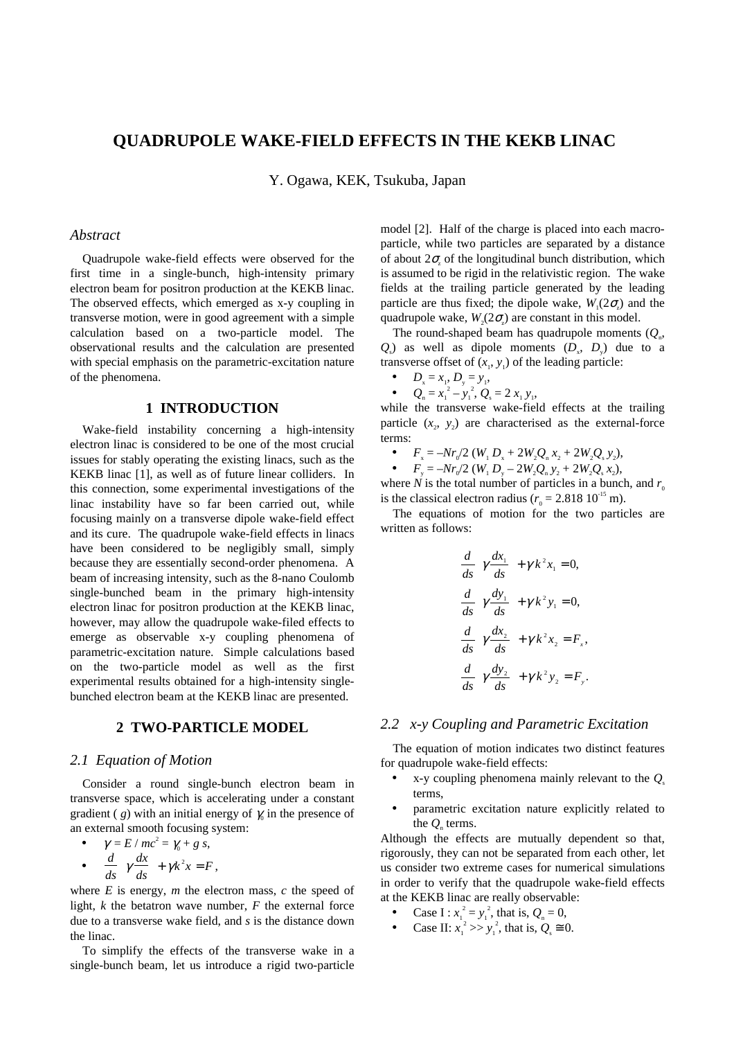# QUADRUPOLE WAKE-FIELD EFFECTS IN THE KEKB LINAC

Y. Ogawa, KEK, Tsukuba, Japan

## *Abstract*

Quadrupole wake-field effects were observed for the first time in a single-bunch, high-intensity primary electron beam for positron production at the KEKB linac. The observed effects, which emerged as x-y coupling in transverse motion, were in good agreement with a simple calculation based on a two-particle model. The observational results and the calculation are presented with special emphasis on the parametric-excitation nature of the phenomena.

## 1 INTRODUCTION

Wake-field instability concerning a high-intensity electron linac is considered to be one of the most crucial issues for stably operating the existing linacs, such as the KEKB linac [1], as well as of future linear colliders. In this connection, some experimental investigations of the linac instability have so far been carried out, while focusing mainly on a transverse dipole wake-field effect and its cure. The quadrupole wake-field effects in linacs have been considered to be negligibly small, simply because they are essentially second-order phenomena. A beam of increasing intensity, such as the 8-nano Coulomb single-bunched beam in the primary high-intensity electron linac for positron production at the KEKB linac, however, may allow the quadrupole wake-filed effects to emerge as observable x-y coupling phenomena of parametric-excitation nature. Simple calculations based on the two-particle model as well as the first experimental results obtained for a high-intensity single-bunched electron beam at the KEKB linac are presented.

## 2 TWO-PARTICLE MODEL

### *2.1 Equation of Motion*

Consider a round single-bunch electron beam in transverse space, which is accelerating under a constant gradient ( $g$) with an initial energy of $\gamma_0$ in the presence of an external smooth focusing system:

- $\gamma = E / mc^2 = \gamma_0 + g\, s$,
- $\dfrac{d}{ds}\left(\gamma \dfrac{dx}{ds}\right) + \gamma k^2 x = F$,

where $E$ is energy, $m$ the electron mass, $c$ the speed of light, $k$ the betatron wave number, $F$ the external force due to a transverse wake field, and $s$ is the distance down the linac.

To simplify the effects of the transverse wake in a single-bunch beam, let us introduce a rigid two-particle model [2]. Half of the charge is placed into each macro-particle, while two particles are separated by a distance of about $2\sigma_z$ of the longitudinal bunch distribution, which is assumed to be rigid in the relativistic region. The wake fields at the trailing particle generated by the leading particle are thus fixed; the dipole wake, $W_1(2\sigma_z)$ and the quadrupole wake, $W_2(2\sigma_z)$ are constant in this model.

The round-shaped beam has quadrupole moments ($Q_n$, $Q_s$) as well as dipole moments ($D_x$, $D_y$) due to a transverse offset of ($x_1$, $y_1$) of the leading particle:

- $D_x = x_1$, $D_y = y_1$,
- $Q_n = x_1^2 - y_1^2$, $Q_s = 2\, x_1\, y_1$,

while the transverse wake-field effects at the trailing particle ($x_2$, $y_2$) are characterised as the external-force terms:

- $F_x = -Nr_0/2\, (W_1 D_x + 2W_2 Q_n\, x_2 + 2W_2 Q_s\, y_2)$,
- $F_y = -Nr_0/2\, (W_1 D_y - 2W_2 Q_n\, y_2 + 2W_2 Q_s\, x_2)$,

where $N$ is the total number of particles in a bunch, and $r_0$ is the classical electron radius ($r_0 = 2.818\ 10^{-15}$ m).

The equations of motion for the two particles are written as follows:

$$
\begin{aligned}
\frac{d}{ds}\left(\gamma \frac{dx_1}{ds}\right) + \gamma k^2 x_1 &= 0, \\
\frac{d}{ds}\left(\gamma \frac{dy_1}{ds}\right) + \gamma k^2 y_1 &= 0, \\
\frac{d}{ds}\left(\gamma \frac{dx_2}{ds}\right) + \gamma k^2 x_2 &= F_x, \\
\frac{d}{ds}\left(\gamma \frac{dy_2}{ds}\right) + \gamma k^2 y_2 &= F_y.
\end{aligned}
$$

### *2.2 x-y Coupling and Parametric Excitation*

The equation of motion indicates two distinct features for quadrupole wake-field effects:

- x-y coupling phenomena mainly relevant to the $Q_s$ terms,
- parametric excitation nature explicitly related to the $Q_n$ terms.

Although the effects are mutually dependent so that, rigorously, they can not be separated from each other, let us consider two extreme cases for numerical simulations in order to verify that the quadrupole wake-field effects at the KEKB linac are really observable:

- Case I : $x_1^2 = y_1^2$, that is, $Q_n = 0$,
- Case II: $x_1^2 >> y_1^2$, that is, $Q_s \cong 0$.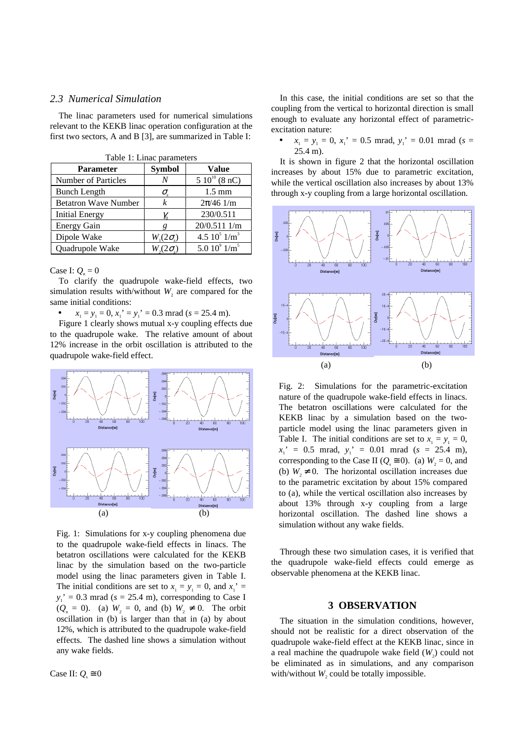### 2.3 Numerical Simulation

The linac parameters used for numerical simulations relevant to the KEKB linac operation configuration at the first two sectors, A and B [3], are summarized in Table 1:

Table 1: Linac parameters

| Parameter | Symbol | Value |
|---|---|---|
| Number of Particles | $N$ | $5\ 10^{10}$ (8 nC) |
| Bunch Length | $\sigma_z$ | 1.5 mm |
| Betatron Wave Number | $k$ | $2\pi/46$ 1/m |
| Initial Energy | $\gamma_0$ | 230/0.511 |
| Energy Gain | $g$ | 20/0.511 1/m |
| Dipole Wake | $W_1(2\sigma_z)$ | $4.5\ 10^5$ 1/m$^3$ |
| Quadrupole Wake | $W_2(2\sigma_z)$ | $5.0\ 10^9$ 1/m$^5$ |

Case I: $Q_n = 0$

To clarify the quadrupole wake-field effects, two simulation results with/without $W_2$ are compared for the same initial conditions:

- $x_1 = y_1 = 0$, $x_1' = y_1' = 0.3$ mrad ($s = 25.4$ m).

Figure 1 clearly shows mutual x-y coupling effects due to the quadrupole wake. The relative amount of about 12% increase in the orbit oscillation is attributed to the quadrupole wake-field effect.

(a) (b)

Fig. 1: Simulations for x-y coupling phenomena due to the quadrupole wake-field effects in linacs. The betatron oscillations were calculated for the KEKB linac by the simulation based on the two-particle model using the linac parameters given in Table I. The initial conditions are set to $x_1 = y_1 = 0$, and $x_1' = y_1' = 0.3$ mrad ($s = 25.4$ m), corresponding to Case I ($Q_n = 0$). (a) $W_2 = 0$, and (b) $W_2 \neq 0$. The orbit oscillation in (b) is larger than that in (a) by about 12%, which is attributed to the quadrupole wake-field effects. The dashed line shows a simulation without any wake fields.

Case II: $Q_s \cong 0$

In this case, the initial conditions are set so that the coupling from the vertical to horizontal direction is small enough to evaluate any horizontal effect of parametric-excitation nature:

- $x_1 = y_1 = 0$, $x_1' = 0.5$ mrad, $y_1' = 0.01$ mrad ($s = 25.4$ m).

It is shown in figure 2 that the horizontal oscillation increases by about 15% due to parametric excitation, while the vertical oscillation also increases by about 13% through x-y coupling from a large horizontal oscillation.

(a) (b)

Fig. 2: Simulations for the parametric-excitation nature of the quadrupole wake-field effects in linacs. The betatron oscillations were calculated for the KEKB linac by a simulation based on the two-particle model using the linac parameters given in Table I. The initial conditions are set to $x_1 = y_1 = 0$, $x_1' = 0.5$ mrad, $y_1' = 0.01$ mrad ($s = 25.4$ m), corresponding to the Case II ($Q_s \cong 0$). (a) $W_2 = 0$, and (b) $W_2 \neq 0$. The horizontal oscillation increases due to the parametric excitation by about 15% compared to (a), while the vertical oscillation also increases by about 13% through x-y coupling from a large horizontal oscillation. The dashed line shows a simulation without any wake fields.

Through these two simulation cases, it is verified that the quadrupole wake-field effects could emerge as observable phenomena at the KEKB linac.

## 3 OBSERVATION

The situation in the simulation conditions, however, should not be realistic for a direct observation of the quadrupole wake-field effect at the KEKB linac, since in a real machine the quadrupole wake field ($W_2$) could not be eliminated as in simulations, and any comparison with/without $W_2$ could be totally impossible.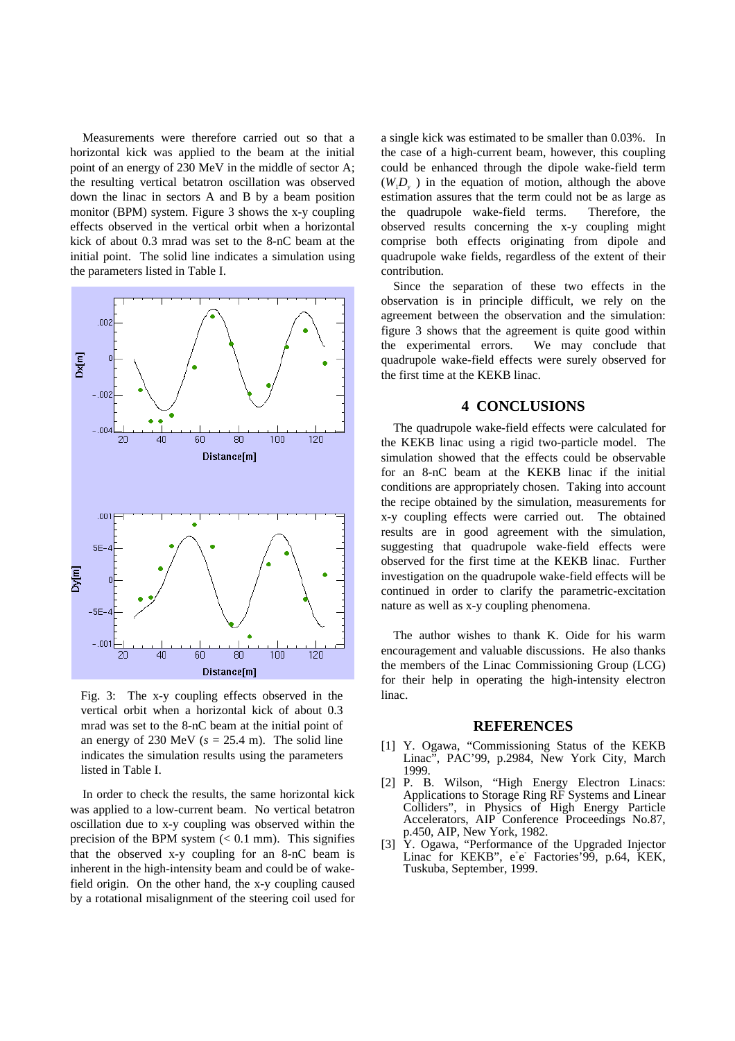Measurements were therefore carried out so that a horizontal kick was applied to the beam at the initial point of an energy of 230 MeV in the middle of sector A; the resulting vertical betatron oscillation was observed down the linac in sectors A and B by a beam position monitor (BPM) system. Figure 3 shows the x-y coupling effects observed in the vertical orbit when a horizontal kick of about 0.3 mrad was set to the 8-nC beam at the initial point. The solid line indicates a simulation using the parameters listed in Table I.

Dx[m]

.002
0
-.002
-.004

20 40 60 80 100 120

Distance[m]

Dy[m]

.001
5E-4
0
-5E-4
-.001

20 40 60 80 100 120

Distance[m]

Fig. 3: The x-y coupling effects observed in the vertical orbit when a horizontal kick of about 0.3 mrad was set to the 8-nC beam at the initial point of an energy of 230 MeV ($s$ = 25.4 m). The solid line indicates the simulation results using the parameters listed in Table I.

In order to check the results, the same horizontal kick was applied to a low-current beam. No vertical betatron oscillation due to x-y coupling was observed within the precision of the BPM system (< 0.1 mm). This signifies that the observed x-y coupling for an 8-nC beam is inherent in the high-intensity beam and could be of wake-field origin. On the other hand, the x-y coupling caused by a rotational misalignment of the steering coil used for a single kick was estimated to be smaller than 0.03%. In the case of a high-current beam, however, this coupling could be enhanced through the dipole wake-field term ($W_t D_y$) in the equation of motion, although the above estimation assures that the term could not be as large as the quadrupole wake-field terms. Therefore, the observed results concerning the x-y coupling might comprise both effects originating from dipole and quadrupole wake fields, regardless of the extent of their contribution.

Since the separation of these two effects in the observation is in principle difficult, we rely on the agreement between the observation and the simulation: figure 3 shows that the agreement is quite good within the experimental errors. We may conclude that quadrupole wake-field effects were surely observed for the first time at the KEKB linac.

## 4 CONCLUSIONS

The quadrupole wake-field effects were calculated for the KEKB linac using a rigid two-particle model. The simulation showed that the effects could be observable for an 8-nC beam at the KEKB linac if the initial conditions are appropriately chosen. Taking into account the recipe obtained by the simulation, measurements for x-y coupling effects were carried out. The obtained results are in good agreement with the simulation, suggesting that quadrupole wake-field effects were observed for the first time at the KEKB linac. Further investigation on the quadrupole wake-field effects will be continued in order to clarify the parametric-excitation nature as well as x-y coupling phenomena.

The author wishes to thank K. Oide for his warm encouragement and valuable discussions. He also thanks the members of the Linac Commissioning Group (LCG) for their help in operating the high-intensity electron linac.

## REFERENCES

[1] Y. Ogawa, "Commissioning Status of the KEKB Linac", PAC'99, p.2984, New York City, March 1999.

[2] P. B. Wilson, "High Energy Electron Linacs: Applications to Storage Ring RF Systems and Linear Colliders", in Physics of High Energy Particle Accelerators, AIP Conference Proceedings No.87, p.450, AIP, New York, 1982.

[3] Y. Ogawa, "Performance of the Upgraded Injector Linac for KEKB", $e^+e^-$ Factories'99, p.64, KEK, Tuskuba, September, 1999.